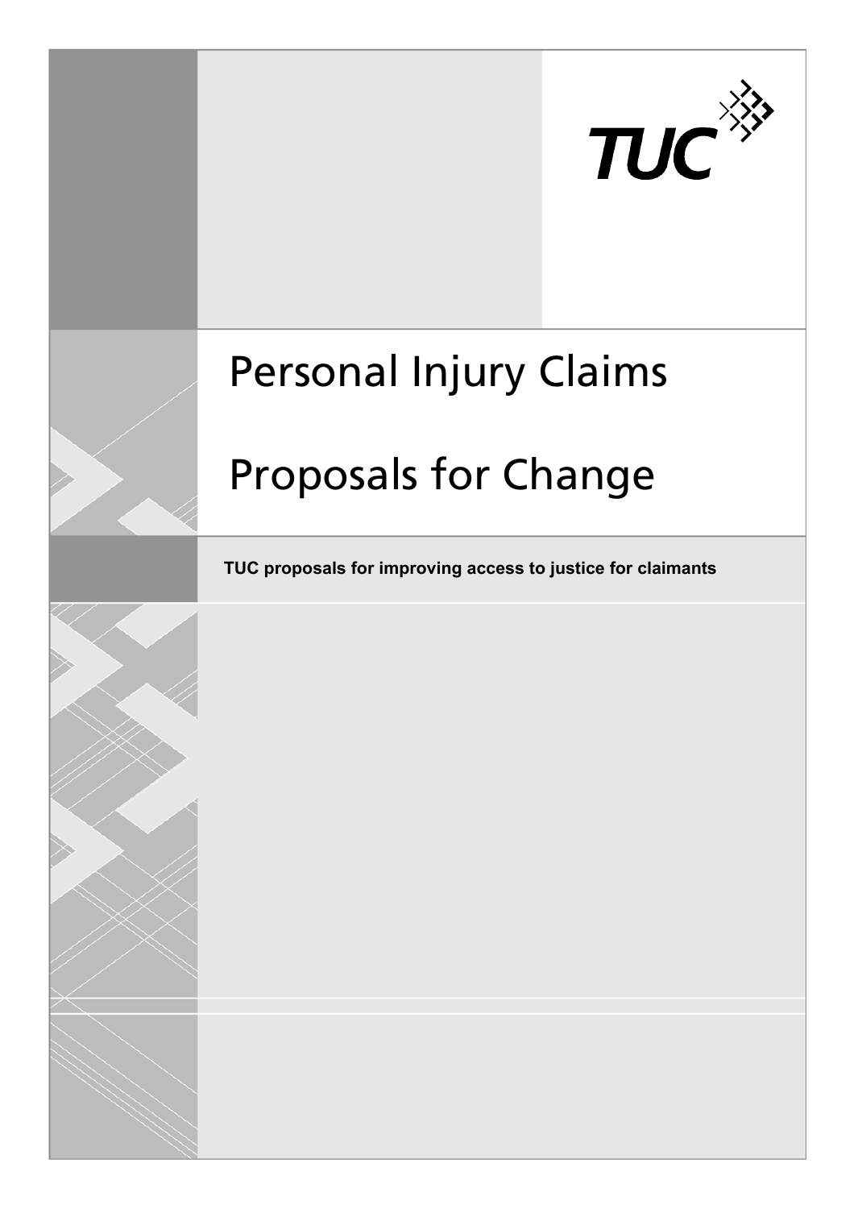TUC

# Personal Injury Claims

# Proposals for Change

**TUC proposals for improving access to justice for claimants**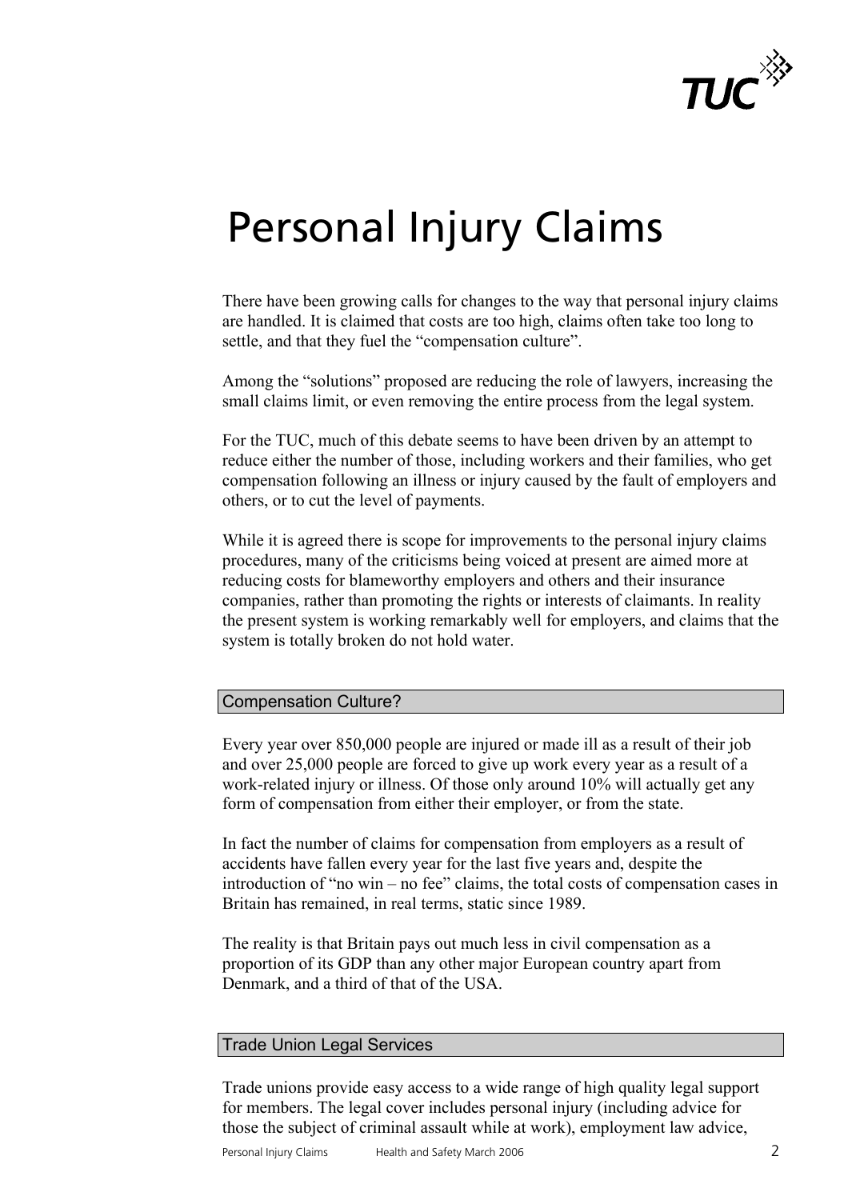# Personal Injury Claims

There have been growing calls for changes to the way that personal injury claims are handled. It is claimed that costs are too high, claims often take too long to settle, and that they fuel the "compensation culture".

Among the "solutions" proposed are reducing the role of lawyers, increasing the small claims limit, or even removing the entire process from the legal system.

For the TUC, much of this debate seems to have been driven by an attempt to reduce either the number of those, including workers and their families, who get compensation following an illness or injury caused by the fault of employers and others, or to cut the level of payments.

While it is agreed there is scope for improvements to the personal injury claims procedures, many of the criticisms being voiced at present are aimed more at reducing costs for blameworthy employers and others and their insurance companies, rather than promoting the rights or interests of claimants. In reality the present system is working remarkably well for employers, and claims that the system is totally broken do not hold water.

## Compensation Culture?

Every year over 850,000 people are injured or made ill as a result of their job and over 25,000 people are forced to give up work every year as a result of a work-related injury or illness. Of those only around 10% will actually get any form of compensation from either their employer, or from the state.

In fact the number of claims for compensation from employers as a result of accidents have fallen every year for the last five years and, despite the introduction of "no win – no fee" claims, the total costs of compensation cases in Britain has remained, in real terms, static since 1989.

The reality is that Britain pays out much less in civil compensation as a proportion of its GDP than any other major European country apart from Denmark, and a third of that of the USA.

## Trade Union Legal Services

Trade unions provide easy access to a wide range of high quality legal support for members. The legal cover includes personal injury (including advice for those the subject of criminal assault while at work), employment law advice,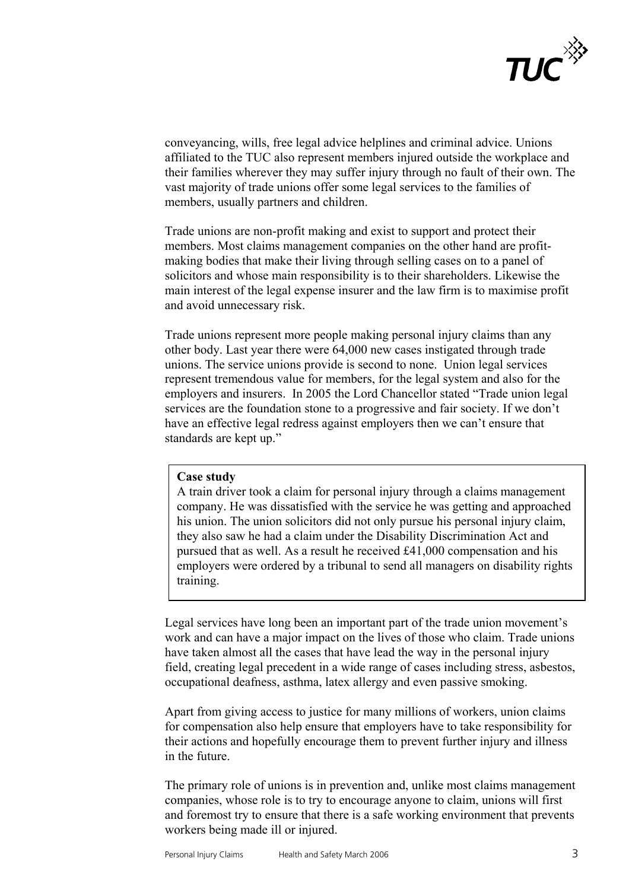conveyancing, wills, free legal advice helplines and criminal advice. Unions affiliated to the TUC also represent members injured outside the workplace and their families wherever they may suffer injury through no fault of their own. The vast majority of trade unions offer some legal services to the families of members, usually partners and children.

Trade unions are non-profit making and exist to support and protect their members. Most claims management companies on the other hand are profit-making bodies that make their living through selling cases on to a panel of solicitors and whose main responsibility is to their shareholders. Likewise the main interest of the legal expense insurer and the law firm is to maximise profit and avoid unnecessary risk.

Trade unions represent more people making personal injury claims than any other body. Last year there were 64,000 new cases instigated through trade unions. The service unions provide is second to none. Union legal services represent tremendous value for members, for the legal system and also for the employers and insurers. In 2005 the Lord Chancellor stated "Trade union legal services are the foundation stone to a progressive and fair society. If we don't have an effective legal redress against employers then we can't ensure that standards are kept up."

> **Case study**
> A train driver took a claim for personal injury through a claims management company. He was dissatisfied with the service he was getting and approached his union. The union solicitors did not only pursue his personal injury claim, they also saw he had a claim under the Disability Discrimination Act and pursued that as well. As a result he received £41,000 compensation and his employers were ordered by a tribunal to send all managers on disability rights training.

Legal services have long been an important part of the trade union movement's work and can have a major impact on the lives of those who claim. Trade unions have taken almost all the cases that have lead the way in the personal injury field, creating legal precedent in a wide range of cases including stress, asbestos, occupational deafness, asthma, latex allergy and even passive smoking.

Apart from giving access to justice for many millions of workers, union claims for compensation also help ensure that employers have to take responsibility for their actions and hopefully encourage them to prevent further injury and illness in the future.

The primary role of unions is in prevention and, unlike most claims management companies, whose role is to try to encourage anyone to claim, unions will first and foremost try to ensure that there is a safe working environment that prevents workers being made ill or injured.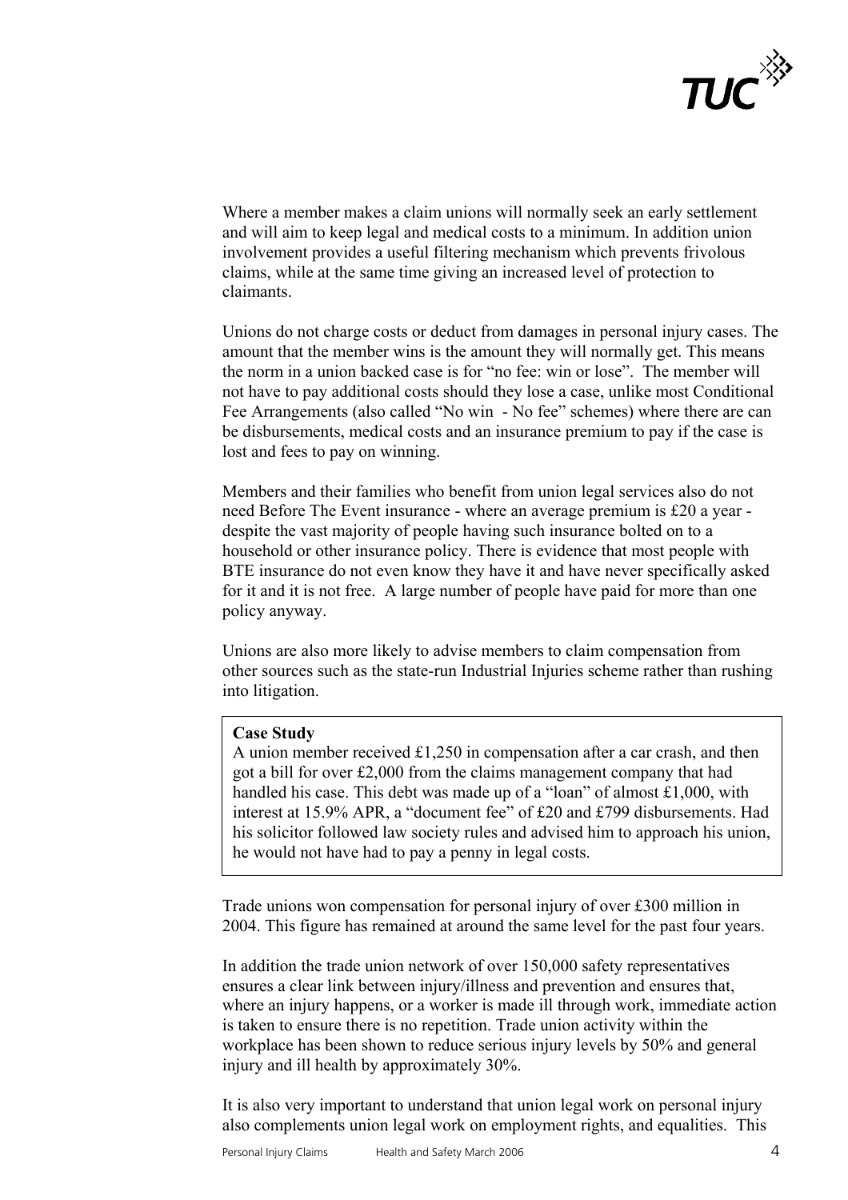Where a member makes a claim unions will normally seek an early settlement and will aim to keep legal and medical costs to a minimum. In addition union involvement provides a useful filtering mechanism which prevents frivolous claims, while at the same time giving an increased level of protection to claimants.

Unions do not charge costs or deduct from damages in personal injury cases. The amount that the member wins is the amount they will normally get. This means the norm in a union backed case is for "no fee: win or lose". The member will not have to pay additional costs should they lose a case, unlike most Conditional Fee Arrangements (also called "No win - No fee" schemes) where there are can be disbursements, medical costs and an insurance premium to pay if the case is lost and fees to pay on winning.

Members and their families who benefit from union legal services also do not need Before The Event insurance - where an average premium is £20 a year - despite the vast majority of people having such insurance bolted on to a household or other insurance policy. There is evidence that most people with BTE insurance do not even know they have it and have never specifically asked for it and it is not free. A large number of people have paid for more than one policy anyway.

Unions are also more likely to advise members to claim compensation from other sources such as the state-run Industrial Injuries scheme rather than rushing into litigation.

> **Case Study**
> A union member received £1,250 in compensation after a car crash, and then got a bill for over £2,000 from the claims management company that had handled his case. This debt was made up of a "loan" of almost £1,000, with interest at 15.9% APR, a "document fee" of £20 and £799 disbursements. Had his solicitor followed law society rules and advised him to approach his union, he would not have had to pay a penny in legal costs.

Trade unions won compensation for personal injury of over £300 million in 2004. This figure has remained at around the same level for the past four years.

In addition the trade union network of over 150,000 safety representatives ensures a clear link between injury/illness and prevention and ensures that, where an injury happens, or a worker is made ill through work, immediate action is taken to ensure there is no repetition. Trade union activity within the workplace has been shown to reduce serious injury levels by 50% and general injury and ill health by approximately 30%.

It is also very important to understand that union legal work on personal injury also complements union legal work on employment rights, and equalities. This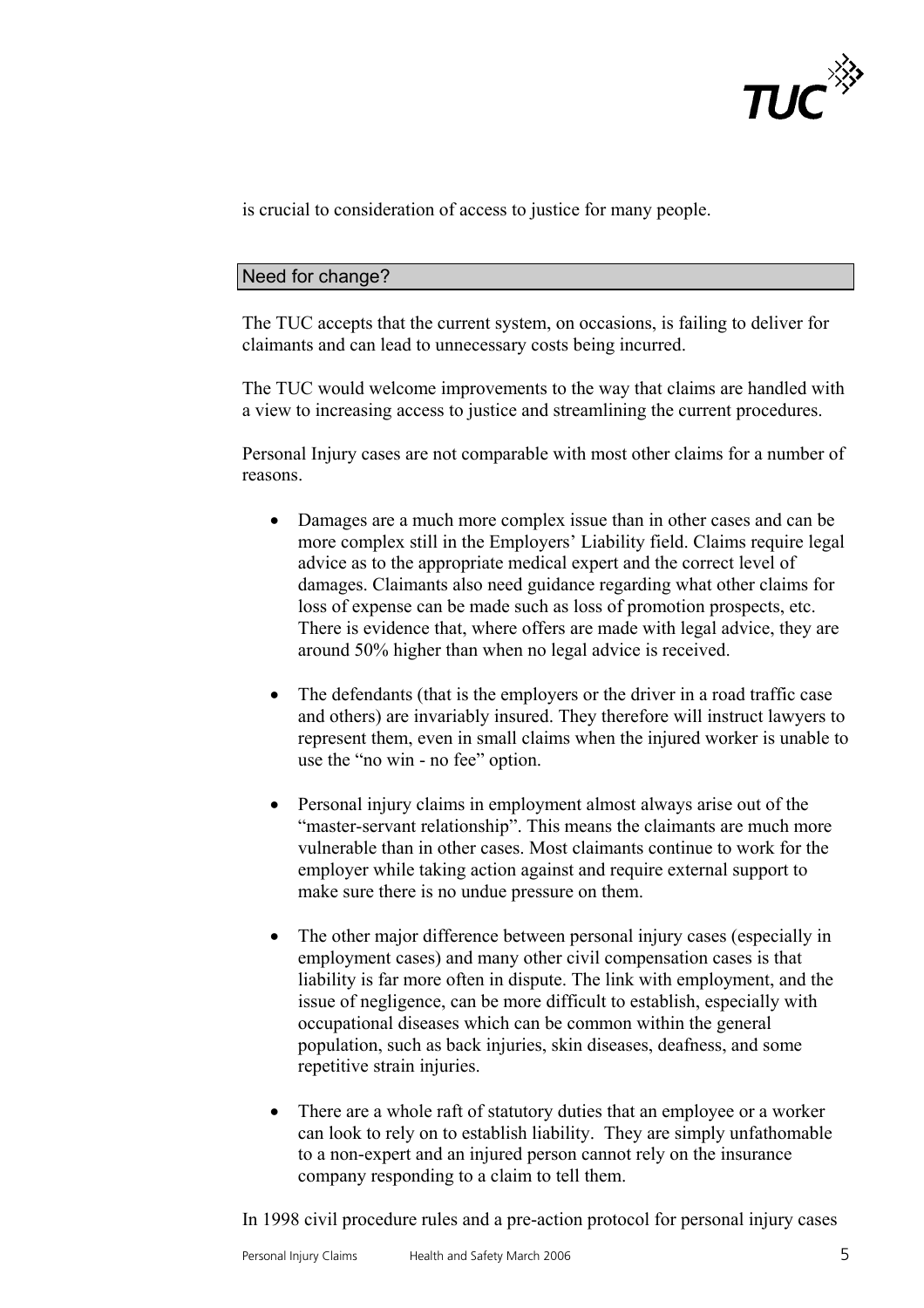is crucial to consideration of access to justice for many people.

## Need for change?

The TUC accepts that the current system, on occasions, is failing to deliver for claimants and can lead to unnecessary costs being incurred.

The TUC would welcome improvements to the way that claims are handled with a view to increasing access to justice and streamlining the current procedures.

Personal Injury cases are not comparable with most other claims for a number of reasons.

- Damages are a much more complex issue than in other cases and can be more complex still in the Employers' Liability field. Claims require legal advice as to the appropriate medical expert and the correct level of damages. Claimants also need guidance regarding what other claims for loss of expense can be made such as loss of promotion prospects, etc. There is evidence that, where offers are made with legal advice, they are around 50% higher than when no legal advice is received.

- The defendants (that is the employers or the driver in a road traffic case and others) are invariably insured. They therefore will instruct lawyers to represent them, even in small claims when the injured worker is unable to use the "no win - no fee" option.

- Personal injury claims in employment almost always arise out of the "master-servant relationship". This means the claimants are much more vulnerable than in other cases. Most claimants continue to work for the employer while taking action against and require external support to make sure there is no undue pressure on them.

- The other major difference between personal injury cases (especially in employment cases) and many other civil compensation cases is that liability is far more often in dispute. The link with employment, and the issue of negligence, can be more difficult to establish, especially with occupational diseases which can be common within the general population, such as back injuries, skin diseases, deafness, and some repetitive strain injuries.

- There are a whole raft of statutory duties that an employee or a worker can look to rely on to establish liability. They are simply unfathomable to a non-expert and an injured person cannot rely on the insurance company responding to a claim to tell them.

In 1998 civil procedure rules and a pre-action protocol for personal injury cases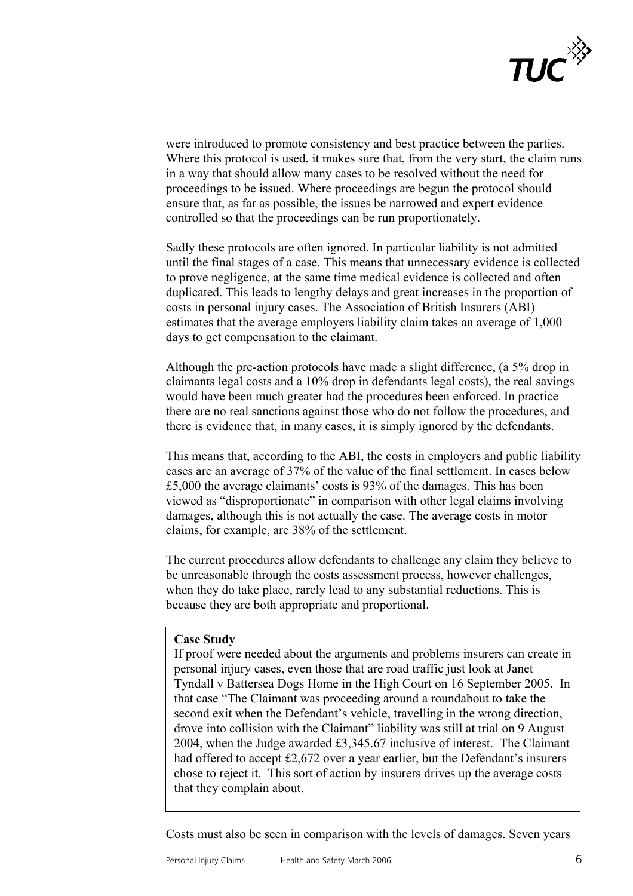were introduced to promote consistency and best practice between the parties. Where this protocol is used, it makes sure that, from the very start, the claim runs in a way that should allow many cases to be resolved without the need for proceedings to be issued. Where proceedings are begun the protocol should ensure that, as far as possible, the issues be narrowed and expert evidence controlled so that the proceedings can be run proportionately.

Sadly these protocols are often ignored. In particular liability is not admitted until the final stages of a case. This means that unnecessary evidence is collected to prove negligence, at the same time medical evidence is collected and often duplicated. This leads to lengthy delays and great increases in the proportion of costs in personal injury cases. The Association of British Insurers (ABI) estimates that the average employers liability claim takes an average of 1,000 days to get compensation to the claimant.

Although the pre-action protocols have made a slight difference, (a 5% drop in claimants legal costs and a 10% drop in defendants legal costs), the real savings would have been much greater had the procedures been enforced. In practice there are no real sanctions against those who do not follow the procedures, and there is evidence that, in many cases, it is simply ignored by the defendants.

This means that, according to the ABI, the costs in employers and public liability cases are an average of 37% of the value of the final settlement. In cases below £5,000 the average claimants' costs is 93% of the damages. This has been viewed as "disproportionate" in comparison with other legal claims involving damages, although this is not actually the case. The average costs in motor claims, for example, are 38% of the settlement.

The current procedures allow defendants to challenge any claim they believe to be unreasonable through the costs assessment process, however challenges, when they do take place, rarely lead to any substantial reductions. This is because they are both appropriate and proportional.

**Case Study**

If proof were needed about the arguments and problems insurers can create in personal injury cases, even those that are road traffic just look at Janet Tyndall v Battersea Dogs Home in the High Court on 16 September 2005. In that case "The Claimant was proceeding around a roundabout to take the second exit when the Defendant's vehicle, travelling in the wrong direction, drove into collision with the Claimant" liability was still at trial on 9 August 2004, when the Judge awarded £3,345.67 inclusive of interest. The Claimant had offered to accept £2,672 over a year earlier, but the Defendant's insurers chose to reject it. This sort of action by insurers drives up the average costs that they complain about.

Costs must also be seen in comparison with the levels of damages. Seven years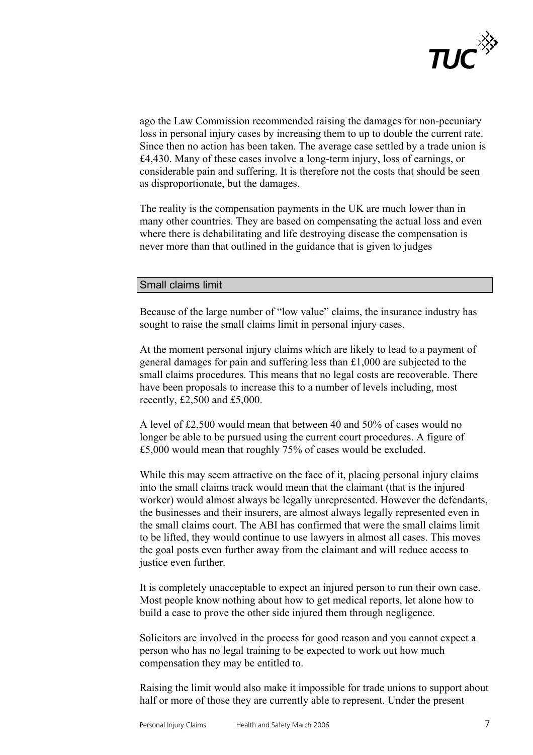ago the Law Commission recommended raising the damages for non-pecuniary loss in personal injury cases by increasing them to up to double the current rate. Since then no action has been taken. The average case settled by a trade union is £4,430. Many of these cases involve a long-term injury, loss of earnings, or considerable pain and suffering. It is therefore not the costs that should be seen as disproportionate, but the damages.

The reality is the compensation payments in the UK are much lower than in many other countries. They are based on compensating the actual loss and even where there is dehabilitating and life destroying disease the compensation is never more than that outlined in the guidance that is given to judges

## Small claims limit

Because of the large number of "low value" claims, the insurance industry has sought to raise the small claims limit in personal injury cases.

At the moment personal injury claims which are likely to lead to a payment of general damages for pain and suffering less than £1,000 are subjected to the small claims procedures. This means that no legal costs are recoverable. There have been proposals to increase this to a number of levels including, most recently, £2,500 and £5,000.

A level of £2,500 would mean that between 40 and 50% of cases would no longer be able to be pursued using the current court procedures. A figure of £5,000 would mean that roughly 75% of cases would be excluded.

While this may seem attractive on the face of it, placing personal injury claims into the small claims track would mean that the claimant (that is the injured worker) would almost always be legally unrepresented. However the defendants, the businesses and their insurers, are almost always legally represented even in the small claims court. The ABI has confirmed that were the small claims limit to be lifted, they would continue to use lawyers in almost all cases. This moves the goal posts even further away from the claimant and will reduce access to justice even further.

It is completely unacceptable to expect an injured person to run their own case. Most people know nothing about how to get medical reports, let alone how to build a case to prove the other side injured them through negligence.

Solicitors are involved in the process for good reason and you cannot expect a person who has no legal training to be expected to work out how much compensation they may be entitled to.

Raising the limit would also make it impossible for trade unions to support about half or more of those they are currently able to represent. Under the present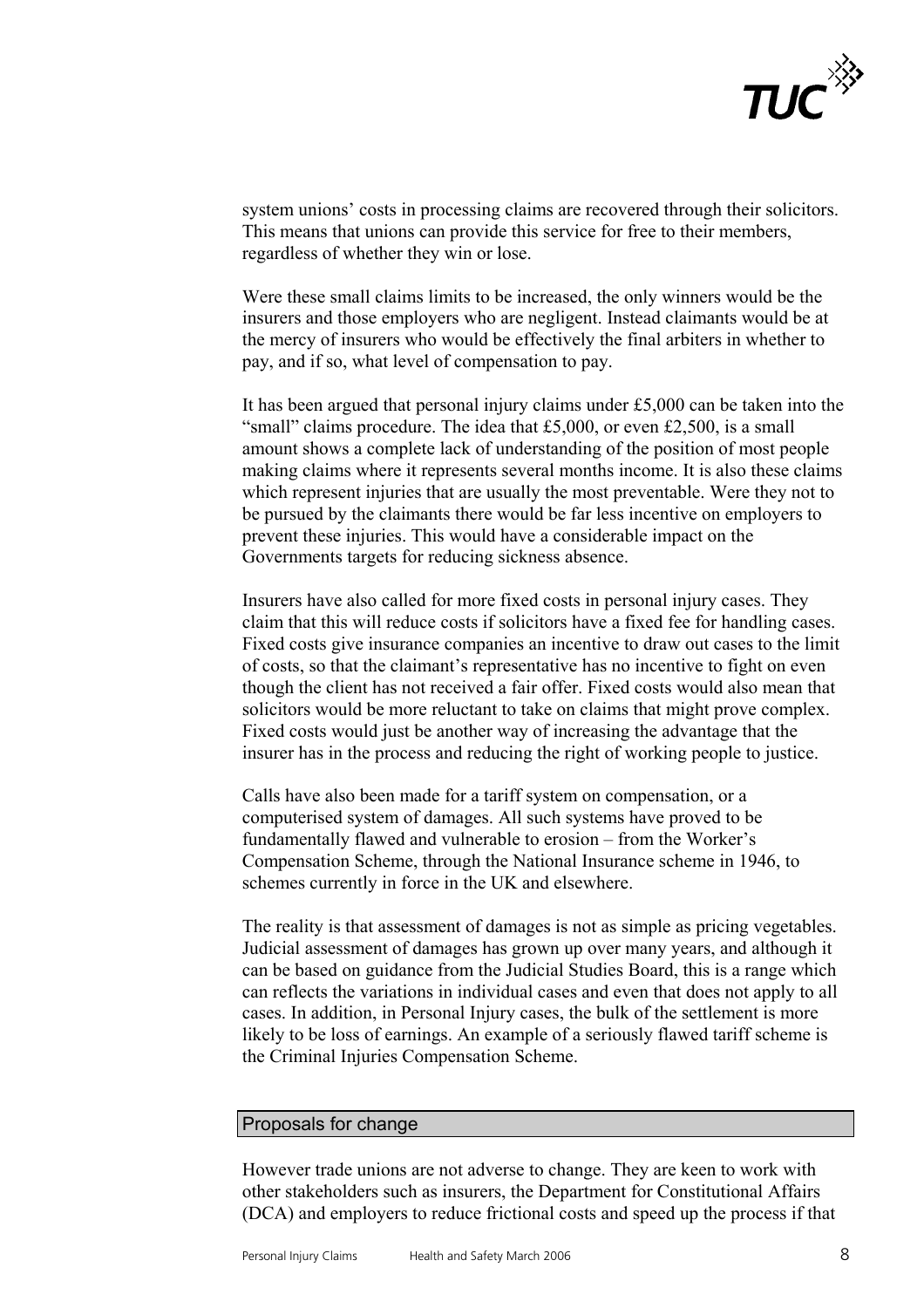system unions' costs in processing claims are recovered through their solicitors. This means that unions can provide this service for free to their members, regardless of whether they win or lose.

Were these small claims limits to be increased, the only winners would be the insurers and those employers who are negligent. Instead claimants would be at the mercy of insurers who would be effectively the final arbiters in whether to pay, and if so, what level of compensation to pay.

It has been argued that personal injury claims under £5,000 can be taken into the "small" claims procedure. The idea that £5,000, or even £2,500, is a small amount shows a complete lack of understanding of the position of most people making claims where it represents several months income. It is also these claims which represent injuries that are usually the most preventable. Were they not to be pursued by the claimants there would be far less incentive on employers to prevent these injuries. This would have a considerable impact on the Governments targets for reducing sickness absence.

Insurers have also called for more fixed costs in personal injury cases. They claim that this will reduce costs if solicitors have a fixed fee for handling cases. Fixed costs give insurance companies an incentive to draw out cases to the limit of costs, so that the claimant's representative has no incentive to fight on even though the client has not received a fair offer. Fixed costs would also mean that solicitors would be more reluctant to take on claims that might prove complex. Fixed costs would just be another way of increasing the advantage that the insurer has in the process and reducing the right of working people to justice.

Calls have also been made for a tariff system on compensation, or a computerised system of damages. All such systems have proved to be fundamentally flawed and vulnerable to erosion – from the Worker's Compensation Scheme, through the National Insurance scheme in 1946, to schemes currently in force in the UK and elsewhere.

The reality is that assessment of damages is not as simple as pricing vegetables. Judicial assessment of damages has grown up over many years, and although it can be based on guidance from the Judicial Studies Board, this is a range which can reflects the variations in individual cases and even that does not apply to all cases. In addition, in Personal Injury cases, the bulk of the settlement is more likely to be loss of earnings. An example of a seriously flawed tariff scheme is the Criminal Injuries Compensation Scheme.

## Proposals for change

However trade unions are not adverse to change. They are keen to work with other stakeholders such as insurers, the Department for Constitutional Affairs (DCA) and employers to reduce frictional costs and speed up the process if that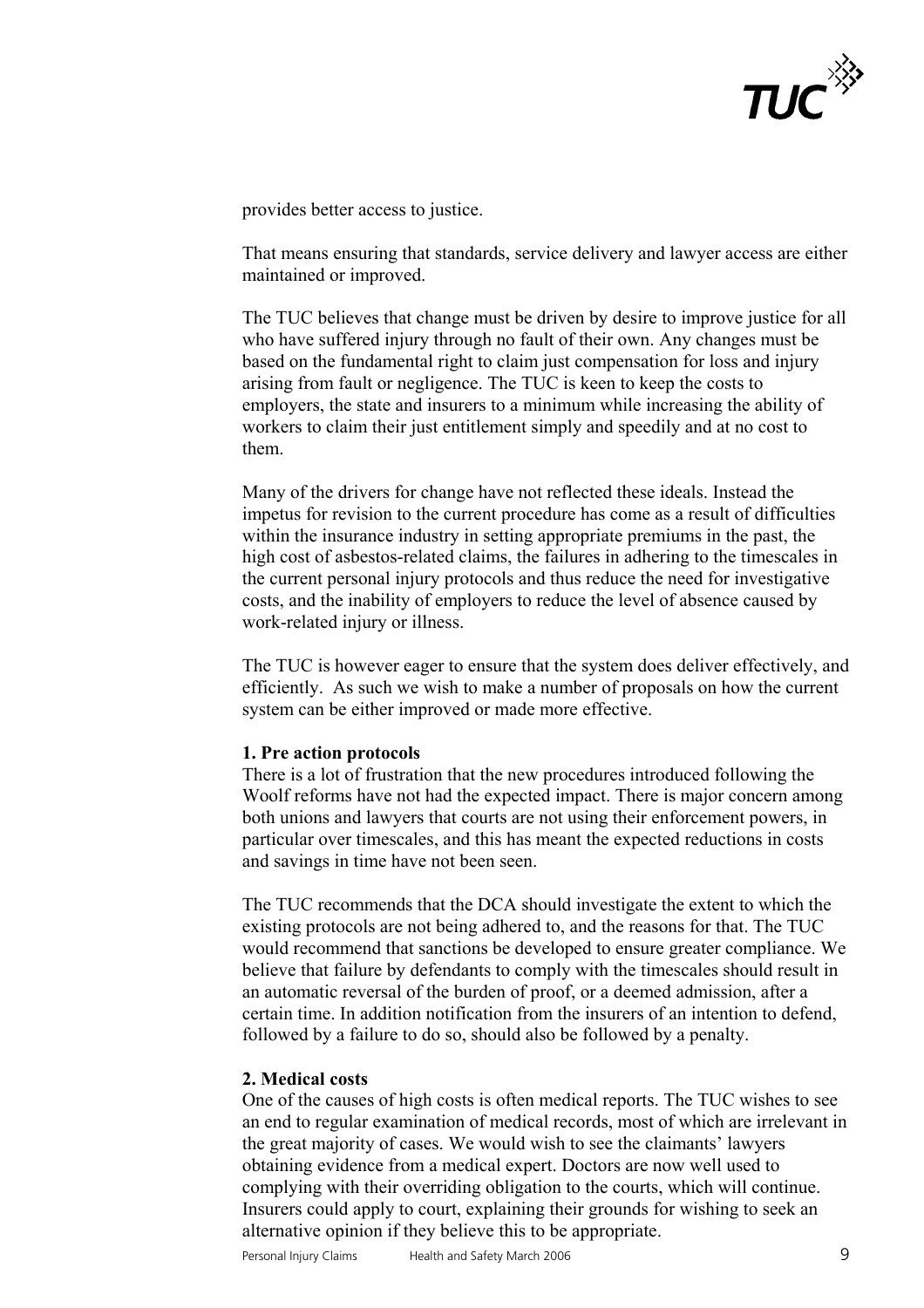provides better access to justice.

That means ensuring that standards, service delivery and lawyer access are either maintained or improved.

The TUC believes that change must be driven by desire to improve justice for all who have suffered injury through no fault of their own. Any changes must be based on the fundamental right to claim just compensation for loss and injury arising from fault or negligence. The TUC is keen to keep the costs to employers, the state and insurers to a minimum while increasing the ability of workers to claim their just entitlement simply and speedily and at no cost to them.

Many of the drivers for change have not reflected these ideals. Instead the impetus for revision to the current procedure has come as a result of difficulties within the insurance industry in setting appropriate premiums in the past, the high cost of asbestos-related claims, the failures in adhering to the timescales in the current personal injury protocols and thus reduce the need for investigative costs, and the inability of employers to reduce the level of absence caused by work-related injury or illness.

The TUC is however eager to ensure that the system does deliver effectively, and efficiently. As such we wish to make a number of proposals on how the current system can be either improved or made more effective.

**1. Pre action protocols**

There is a lot of frustration that the new procedures introduced following the Woolf reforms have not had the expected impact. There is major concern among both unions and lawyers that courts are not using their enforcement powers, in particular over timescales, and this has meant the expected reductions in costs and savings in time have not been seen.

The TUC recommends that the DCA should investigate the extent to which the existing protocols are not being adhered to, and the reasons for that. The TUC would recommend that sanctions be developed to ensure greater compliance. We believe that failure by defendants to comply with the timescales should result in an automatic reversal of the burden of proof, or a deemed admission, after a certain time. In addition notification from the insurers of an intention to defend, followed by a failure to do so, should also be followed by a penalty.

**2. Medical costs**

One of the causes of high costs is often medical reports. The TUC wishes to see an end to regular examination of medical records, most of which are irrelevant in the great majority of cases. We would wish to see the claimants' lawyers obtaining evidence from a medical expert. Doctors are now well used to complying with their overriding obligation to the courts, which will continue. Insurers could apply to court, explaining their grounds for wishing to seek an alternative opinion if they believe this to be appropriate.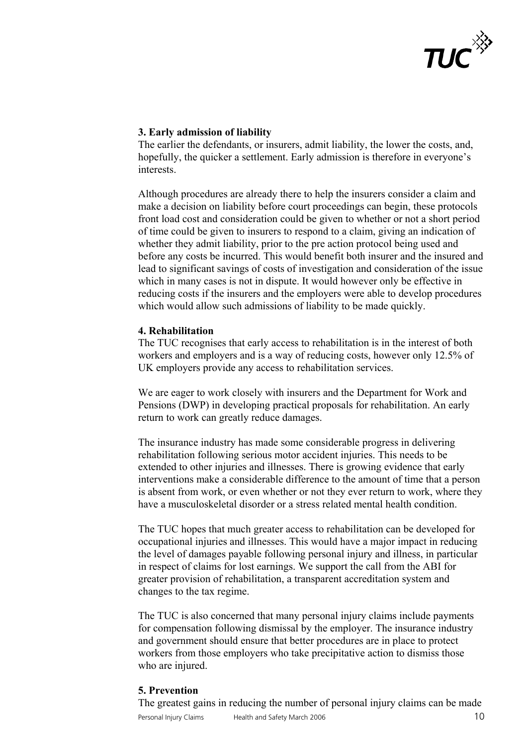**3. Early admission of liability**

The earlier the defendants, or insurers, admit liability, the lower the costs, and, hopefully, the quicker a settlement. Early admission is therefore in everyone's interests.

Although procedures are already there to help the insurers consider a claim and make a decision on liability before court proceedings can begin, these protocols front load cost and consideration could be given to whether or not a short period of time could be given to insurers to respond to a claim, giving an indication of whether they admit liability, prior to the pre action protocol being used and before any costs be incurred. This would benefit both insurer and the insured and lead to significant savings of costs of investigation and consideration of the issue which in many cases is not in dispute. It would however only be effective in reducing costs if the insurers and the employers were able to develop procedures which would allow such admissions of liability to be made quickly.

**4. Rehabilitation**

The TUC recognises that early access to rehabilitation is in the interest of both workers and employers and is a way of reducing costs, however only 12.5% of UK employers provide any access to rehabilitation services.

We are eager to work closely with insurers and the Department for Work and Pensions (DWP) in developing practical proposals for rehabilitation. An early return to work can greatly reduce damages.

The insurance industry has made some considerable progress in delivering rehabilitation following serious motor accident injuries. This needs to be extended to other injuries and illnesses. There is growing evidence that early interventions make a considerable difference to the amount of time that a person is absent from work, or even whether or not they ever return to work, where they have a musculoskeletal disorder or a stress related mental health condition.

The TUC hopes that much greater access to rehabilitation can be developed for occupational injuries and illnesses. This would have a major impact in reducing the level of damages payable following personal injury and illness, in particular in respect of claims for lost earnings. We support the call from the ABI for greater provision of rehabilitation, a transparent accreditation system and changes to the tax regime.

The TUC is also concerned that many personal injury claims include payments for compensation following dismissal by the employer. The insurance industry and government should ensure that better procedures are in place to protect workers from those employers who take precipitative action to dismiss those who are injured.

**5. Prevention**

The greatest gains in reducing the number of personal injury claims can be made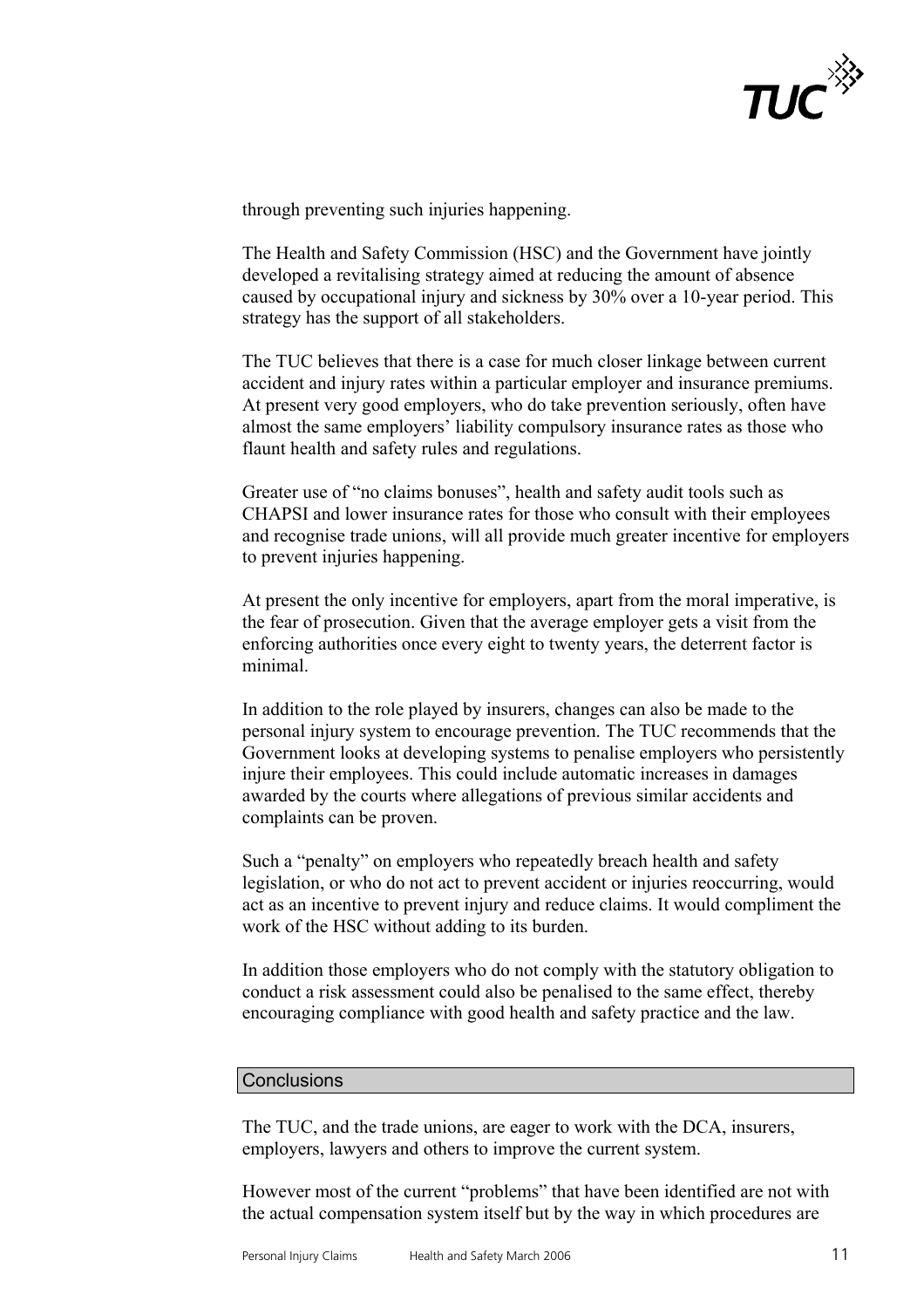through preventing such injuries happening.

The Health and Safety Commission (HSC) and the Government have jointly developed a revitalising strategy aimed at reducing the amount of absence caused by occupational injury and sickness by 30% over a 10-year period. This strategy has the support of all stakeholders.

The TUC believes that there is a case for much closer linkage between current accident and injury rates within a particular employer and insurance premiums. At present very good employers, who do take prevention seriously, often have almost the same employers' liability compulsory insurance rates as those who flaunt health and safety rules and regulations.

Greater use of "no claims bonuses", health and safety audit tools such as CHAPSI and lower insurance rates for those who consult with their employees and recognise trade unions, will all provide much greater incentive for employers to prevent injuries happening.

At present the only incentive for employers, apart from the moral imperative, is the fear of prosecution. Given that the average employer gets a visit from the enforcing authorities once every eight to twenty years, the deterrent factor is minimal.

In addition to the role played by insurers, changes can also be made to the personal injury system to encourage prevention. The TUC recommends that the Government looks at developing systems to penalise employers who persistently injure their employees. This could include automatic increases in damages awarded by the courts where allegations of previous similar accidents and complaints can be proven.

Such a "penalty" on employers who repeatedly breach health and safety legislation, or who do not act to prevent accident or injuries reoccurring, would act as an incentive to prevent injury and reduce claims. It would compliment the work of the HSC without adding to its burden.

In addition those employers who do not comply with the statutory obligation to conduct a risk assessment could also be penalised to the same effect, thereby encouraging compliance with good health and safety practice and the law.

## Conclusions

The TUC, and the trade unions, are eager to work with the DCA, insurers, employers, lawyers and others to improve the current system.

However most of the current "problems" that have been identified are not with the actual compensation system itself but by the way in which procedures are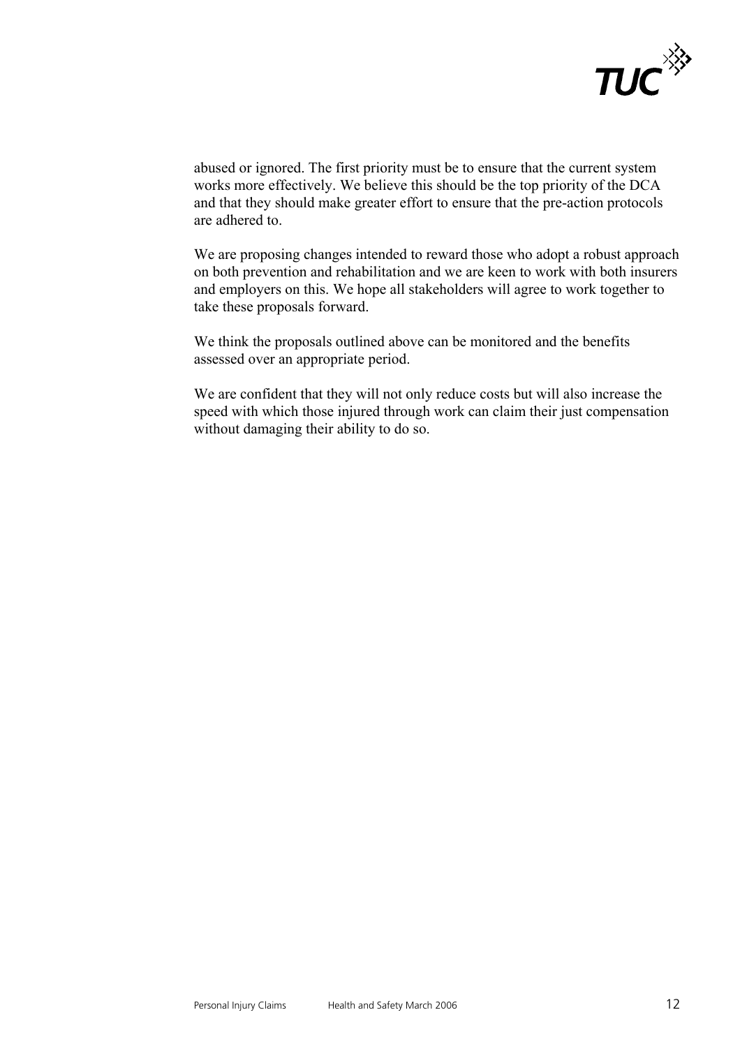abused or ignored. The first priority must be to ensure that the current system works more effectively. We believe this should be the top priority of the DCA and that they should make greater effort to ensure that the pre-action protocols are adhered to.

We are proposing changes intended to reward those who adopt a robust approach on both prevention and rehabilitation and we are keen to work with both insurers and employers on this. We hope all stakeholders will agree to work together to take these proposals forward.

We think the proposals outlined above can be monitored and the benefits assessed over an appropriate period.

We are confident that they will not only reduce costs but will also increase the speed with which those injured through work can claim their just compensation without damaging their ability to do so.